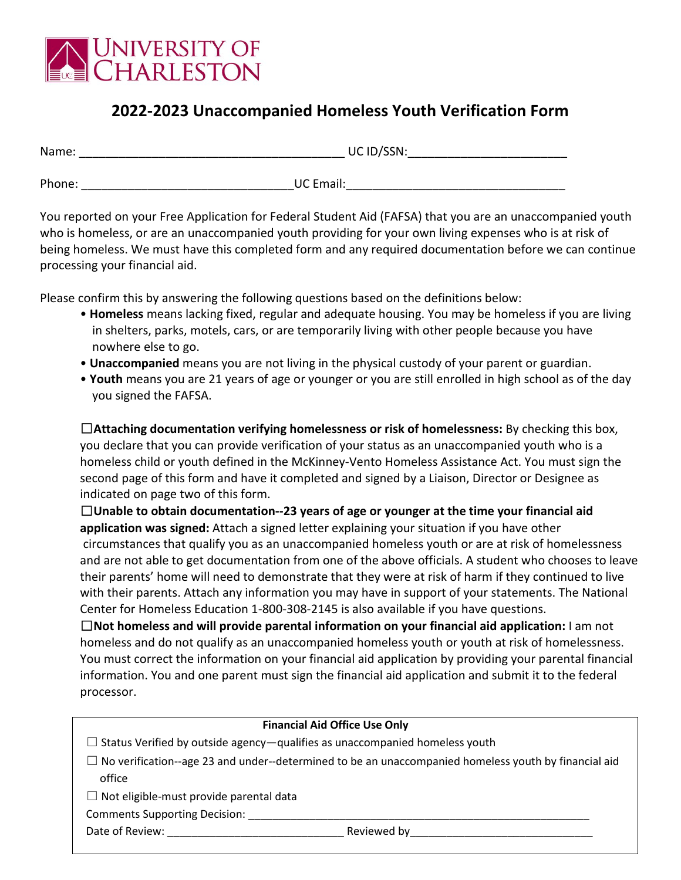UNIVERSITY OF CHARLESTON

# 2022-2023 Unaccompanied Homeless Youth Verification Form

Name: ________________________________________ UC ID/SSN:________________________

Phone: _______________________________UC Email:_________________________________

You reported on your Free Application for Federal Student Aid (FAFSA) that you are an unaccompanied youth who is homeless, or are an unaccompanied youth providing for your own living expenses who is at risk of being homeless. We must have this completed form and any required documentation before we can continue processing your financial aid.

Please confirm this by answering the following questions based on the definitions below:

- **Homeless** means lacking fixed, regular and adequate housing. You may be homeless if you are living in shelters, parks, motels, cars, or are temporarily living with other people because you have nowhere else to go.
- **Unaccompanied** means you are not living in the physical custody of your parent or guardian.
- **Youth** means you are 21 years of age or younger or you are still enrolled in high school as of the day you signed the FAFSA.

☐**Attaching documentation verifying homelessness or risk of homelessness:** By checking this box, you declare that you can provide verification of your status as an unaccompanied youth who is a homeless child or youth defined in the McKinney-Vento Homeless Assistance Act. You must sign the second page of this form and have it completed and signed by a Liaison, Director or Designee as indicated on page two of this form.

☐**Unable to obtain documentation--23 years of age or younger at the time your financial aid application was signed:** Attach a signed letter explaining your situation if you have other circumstances that qualify you as an unaccompanied homeless youth or are at risk of homelessness and are not able to get documentation from one of the above officials. A student who chooses to leave their parents' home will need to demonstrate that they were at risk of harm if they continued to live with their parents. Attach any information you may have in support of your statements. The National Center for Homeless Education 1-800-308-2145 is also available if you have questions.

☐**Not homeless and will provide parental information on your financial aid application:** I am not homeless and do not qualify as an unaccompanied homeless youth or youth at risk of homelessness. You must correct the information on your financial aid application by providing your parental financial information. You and one parent must sign the financial aid application and submit it to the federal processor.

**Financial Aid Office Use Only**

☐ Status Verified by outside agency—qualifies as unaccompanied homeless youth

☐ No verification--age 23 and under--determined to be an unaccompanied homeless youth by financial aid office

☐ Not eligible-must provide parental data

Comments Supporting Decision: _________________________________________________________

Date of Review: ____________________________ Reviewed by______________________________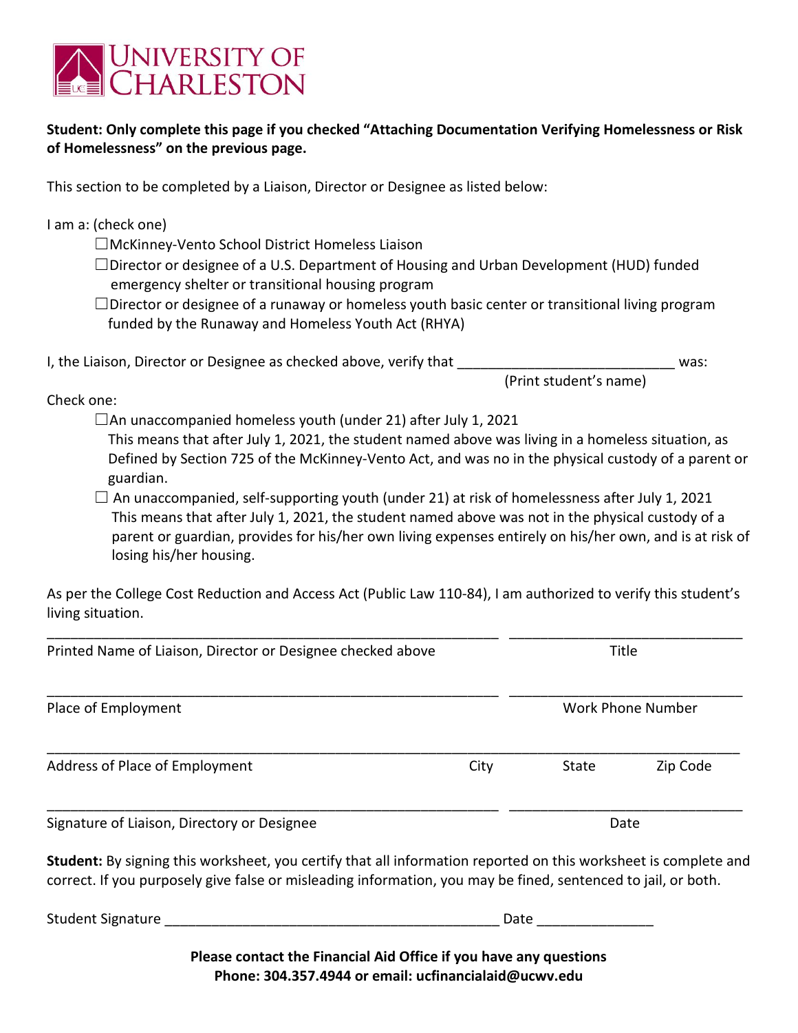UNIVERSITY OF CHARLESTON

**Student: Only complete this page if you checked "Attaching Documentation Verifying Homelessness or Risk of Homelessness" on the previous page.**

This section to be completed by a Liaison, Director or Designee as listed below:

I am a: (check one)

- ☐McKinney-Vento School District Homeless Liaison
- ☐Director or designee of a U.S. Department of Housing and Urban Development (HUD) funded emergency shelter or transitional housing program
- ☐Director or designee of a runaway or homeless youth basic center or transitional living program funded by the Runaway and Homeless Youth Act (RHYA)

I, the Liaison, Director or Designee as checked above, verify that ____________________________ was:
(Print student's name)

Check one:

- ☐An unaccompanied homeless youth (under 21) after July 1, 2021
  This means that after July 1, 2021, the student named above was living in a homeless situation, as Defined by Section 725 of the McKinney-Vento Act, and was no in the physical custody of a parent or guardian.
- ☐ An unaccompanied, self-supporting youth (under 21) at risk of homelessness after July 1, 2021
  This means that after July 1, 2021, the student named above was not in the physical custody of a parent or guardian, provides for his/her own living expenses entirely on his/her own, and is at risk of losing his/her housing.

As per the College Cost Reduction and Access Act (Public Law 110-84), I am authorized to verify this student's living situation.

______________________________________________________________ ______________________________
Printed Name of Liaison, Director or Designee checked above Title

______________________________________________________________ ______________________________
Place of Employment Work Phone Number

______________________________________________________________________________________________
Address of Place of Employment City State Zip Code

______________________________________________________________ ______________________________
Signature of Liaison, Directory or Designee Date

**Student:** By signing this worksheet, you certify that all information reported on this worksheet is complete and correct. If you purposely give false or misleading information, you may be fined, sentenced to jail, or both.

Student Signature ___________________________________________ Date _______________

**Please contact the Financial Aid Office if you have any questions**
**Phone: 304.357.4944 or email: ucfinancialaid@ucwv.edu**